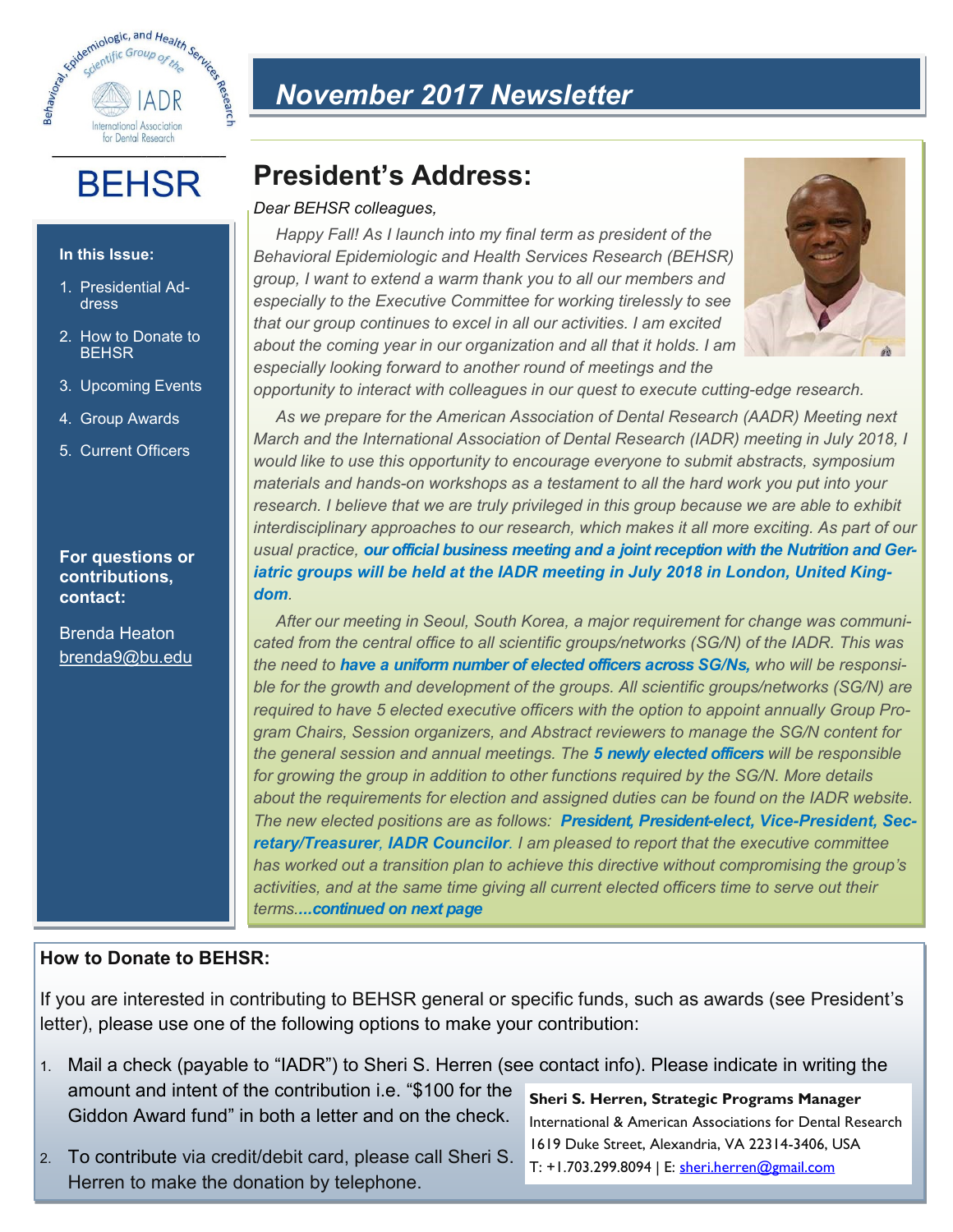# BEHSR

## November 2017 Newsletter

**In this Issue:**

1. Presidential Address
2. How to Donate to BEHSR
3. Upcoming Events
4. Group Awards
5. Current Officers

**For questions or contributions, contact:**

Brenda Heaton
brenda9@bu.edu

# President's Address:

*Dear BEHSR colleagues,*

*Happy Fall! As I launch into my final term as president of the Behavioral Epidemiologic and Health Services Research (BEHSR) group, I want to extend a warm thank you to all our members and especially to the Executive Committee for working tirelessly to see that our group continues to excel in all our activities. I am excited about the coming year in our organization and all that it holds. I am especially looking forward to another round of meetings and the opportunity to interact with colleagues in our quest to execute cutting-edge research.*

*As we prepare for the American Association of Dental Research (AADR) Meeting next March and the International Association of Dental Research (IADR) meeting in July 2018, I would like to use this opportunity to encourage everyone to submit abstracts, symposium materials and hands-on workshops as a testament to all the hard work you put into your research. I believe that we are truly privileged in this group because we are able to exhibit interdisciplinary approaches to our research, which makes it all more exciting. As part of our usual practice,* ***our official business meeting and a joint reception with the Nutrition and Geriatric groups will be held at the IADR meeting in July 2018 in London, United Kingdom****.*

*After our meeting in Seoul, South Korea, a major requirement for change was communicated from the central office to all scientific groups/networks (SG/N) of the IADR. This was the need to* ***have a uniform number of elected officers across SG/Ns,*** *who will be responsible for the growth and development of the groups. All scientific groups/networks (SG/N) are required to have 5 elected executive officers with the option to appoint annually Group Program Chairs, Session organizers, and Abstract reviewers to manage the SG/N content for the general session and annual meetings. The* ***5 newly elected officers*** *will be responsible for growing the group in addition to other functions required by the SG/N. More details about the requirements for election and assigned duties can be found on the IADR website. The new elected positions are as follows:* ***President, President-elect, Vice-President, Secretary/Treasurer, IADR Councilor****. I am pleased to report that the executive committee has worked out a transition plan to achieve this directive without compromising the group's activities, and at the same time giving all current elected officers time to serve out their terms****....continued on next page***

## How to Donate to BEHSR:

If you are interested in contributing to BEHSR general or specific funds, such as awards (see President's letter), please use one of the following options to make your contribution:

1. Mail a check (payable to "IADR") to Sheri S. Herren (see contact info). Please indicate in writing the amount and intent of the contribution i.e. "$100 for the Giddon Award fund" in both a letter and on the check.
2. To contribute via credit/debit card, please call Sheri S. Herren to make the donation by telephone.

**Sheri S. Herren, Strategic Programs Manager**
International & American Associations for Dental Research
1619 Duke Street, Alexandria, VA 22314-3406, USA
T: +1.703.299.8094 | E: sheri.herren@gmail.com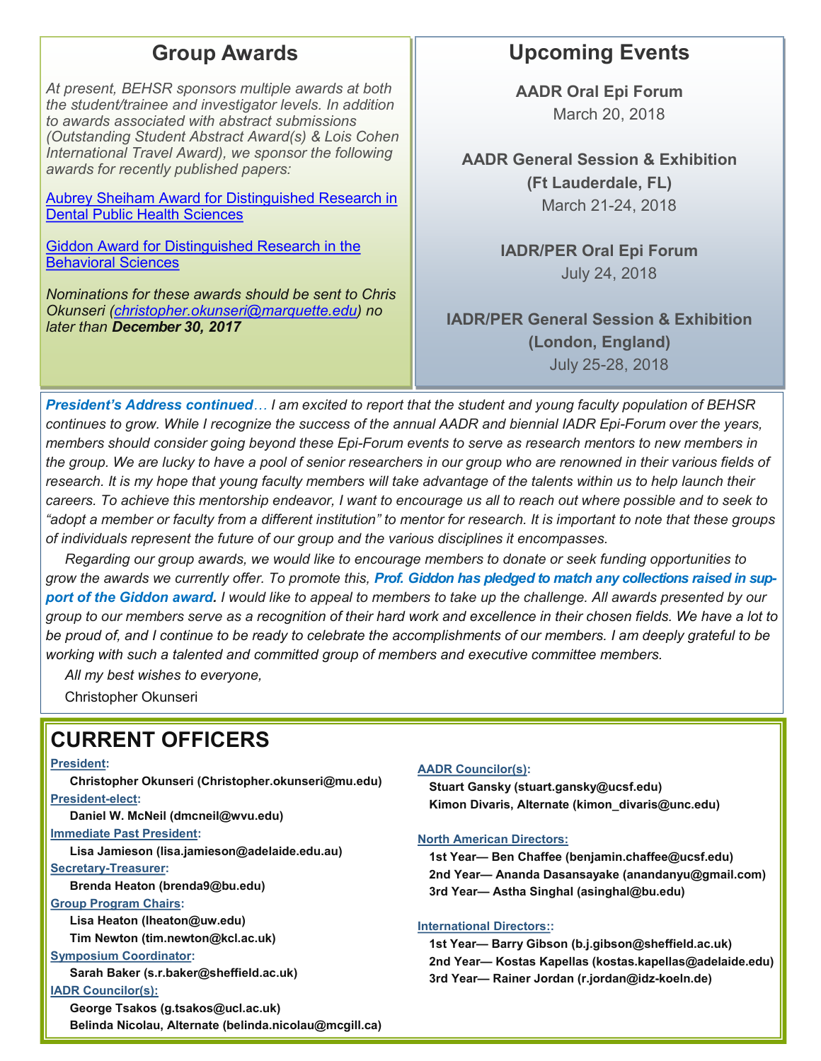## Group Awards

*At present, BEHSR sponsors multiple awards at both the student/trainee and investigator levels. In addition to awards associated with abstract submissions (Outstanding Student Abstract Award(s) & Lois Cohen International Travel Award), we sponsor the following awards for recently published papers:*

[Aubrey Sheiham Award for Distinguished Research in Dental Public Health Sciences]()

[Giddon Award for Distinguished Research in the Behavioral Sciences]()

*Nominations for these awards should be sent to Chris Okunseri (christopher.okunseri@marquette.edu) no later than* ***December 30, 2017***

## Upcoming Events

**AADR Oral Epi Forum**
March 20, 2018

**AADR General Session & Exhibition (Ft Lauderdale, FL)**
March 21-24, 2018

**IADR/PER Oral Epi Forum**
July 24, 2018

**IADR/PER General Session & Exhibition (London, England)**
July 25-28, 2018

***President's Address continued****… I am excited to report that the student and young faculty population of BEHSR continues to grow. While I recognize the success of the annual AADR and biennial IADR Epi-Forum over the years, members should consider going beyond these Epi-Forum events to serve as research mentors to new members in the group. We are lucky to have a pool of senior researchers in our group who are renowned in their various fields of research. It is my hope that young faculty members will take advantage of the talents within us to help launch their careers. To achieve this mentorship endeavor, I want to encourage us all to reach out where possible and to seek to "adopt a member or faculty from a different institution" to mentor for research. It is important to note that these groups of individuals represent the future of our group and the various disciplines it encompasses.*

*Regarding our group awards, we would like to encourage members to donate or seek funding opportunities to grow the awards we currently offer. To promote this,* ***Prof. Giddon has pledged to match any collections raised in support of the Giddon award****. I would like to appeal to members to take up the challenge. All awards presented by our group to our members serve as a recognition of their hard work and excellence in their chosen fields. We have a lot to be proud of, and I continue to be ready to celebrate the accomplishments of our members. I am deeply grateful to be working with such a talented and committed group of members and executive committee members.*

*All my best wishes to everyone,*

Christopher Okunseri

## CURRENT OFFICERS

**President:**
**Christopher Okunseri (Christopher.okunseri@mu.edu)**

**President-elect:**
**Daniel W. McNeil (dmcneil@wvu.edu)**

**Immediate Past President:**
**Lisa Jamieson (lisa.jamieson@adelaide.edu.au)**

**Secretary-Treasurer:**
**Brenda Heaton (brenda9@bu.edu)**

**Group Program Chairs:**
**Lisa Heaton (lheaton@uw.edu)**
**Tim Newton (tim.newton@kcl.ac.uk)**

**Symposium Coordinator:**
**Sarah Baker (s.r.baker@sheffield.ac.uk)**

**IADR Councilor(s):**
**George Tsakos (g.tsakos@ucl.ac.uk)**
**Belinda Nicolau, Alternate (belinda.nicolau@mcgill.ca)**

**AADR Councilor(s):**
**Stuart Gansky (stuart.gansky@ucsf.edu)**
**Kimon Divaris, Alternate (kimon_divaris@unc.edu)**

**North American Directors:**
**1st Year— Ben Chaffee (benjamin.chaffee@ucsf.edu)**
**2nd Year— Ananda Dasansayake (anandanyu@gmail.com)**
**3rd Year— Astha Singhal (asinghal@bu.edu)**

**International Directors::**
**1st Year— Barry Gibson (b.j.gibson@sheffield.ac.uk)**
**2nd Year— Kostas Kapellas (kostas.kapellas@adelaide.edu)**
**3rd Year— Rainer Jordan (r.jordan@idz-koeln.de)**